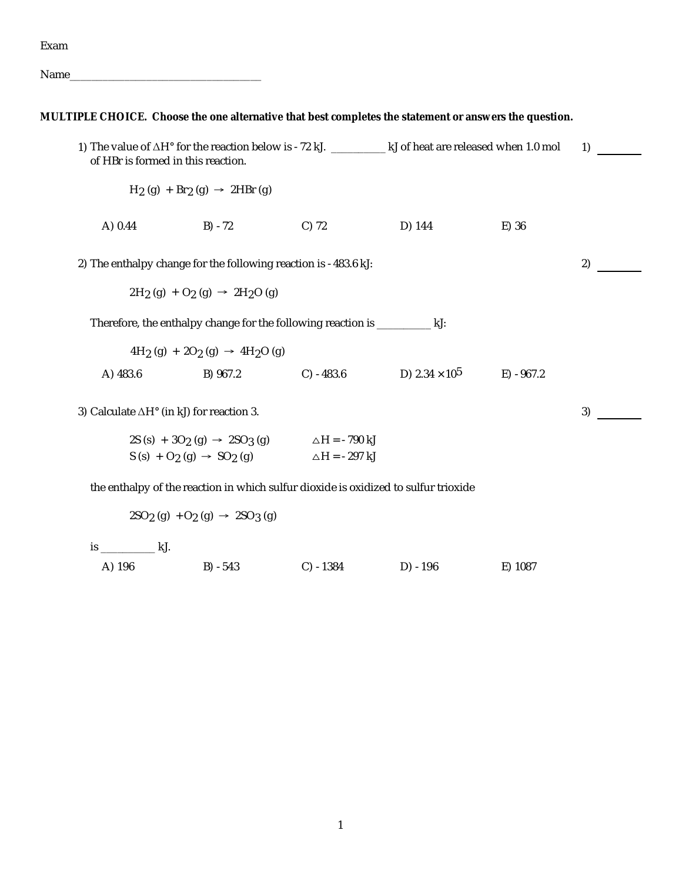Exam

Name___________________________________

**MULTIPLE CHOICE. Choose the one alternative that best completes the statement or answers the question.**

1) The value of $\Delta H°$ for the reaction below is - 72 kJ. __________ kJ of heat are released when 1.0 mol of HBr is formed in this reaction.

$$H_2\,(g) + Br_2\,(g) \rightarrow 2HBr\,(g)$$

A) 0.44 B) - 72 C) 72 D) 144 E) 36

2) The enthalpy change for the following reaction is - 483.6 kJ:

$$2H_2\,(g) + O_2\,(g) \rightarrow 2H_2O\,(g)$$

Therefore, the enthalpy change for the following reaction is __________ kJ:

$$4H_2\,(g) + 2O_2\,(g) \rightarrow 4H_2O\,(g)$$

A) 483.6 B) 967.2 C) - 483.6 D) $2.34 \times 10^5$ E) - 967.2

3) Calculate $\Delta H°$ (in kJ) for reaction 3.

$$2S\,(s) + 3O_2\,(g) \rightarrow 2SO_3\,(g) \qquad \Delta H = -790\text{ kJ}$$
$$S\,(s) + O_2\,(g) \rightarrow SO_2\,(g) \qquad \Delta H = -297\text{ kJ}$$

the enthalpy of the reaction in which sulfur dioxide is oxidized to sulfur trioxide

$$2SO_2\,(g) + O_2\,(g) \rightarrow 2SO_3\,(g)$$

is __________ kJ.

A) 196 B) - 543 C) - 1384 D) - 196 E) 1087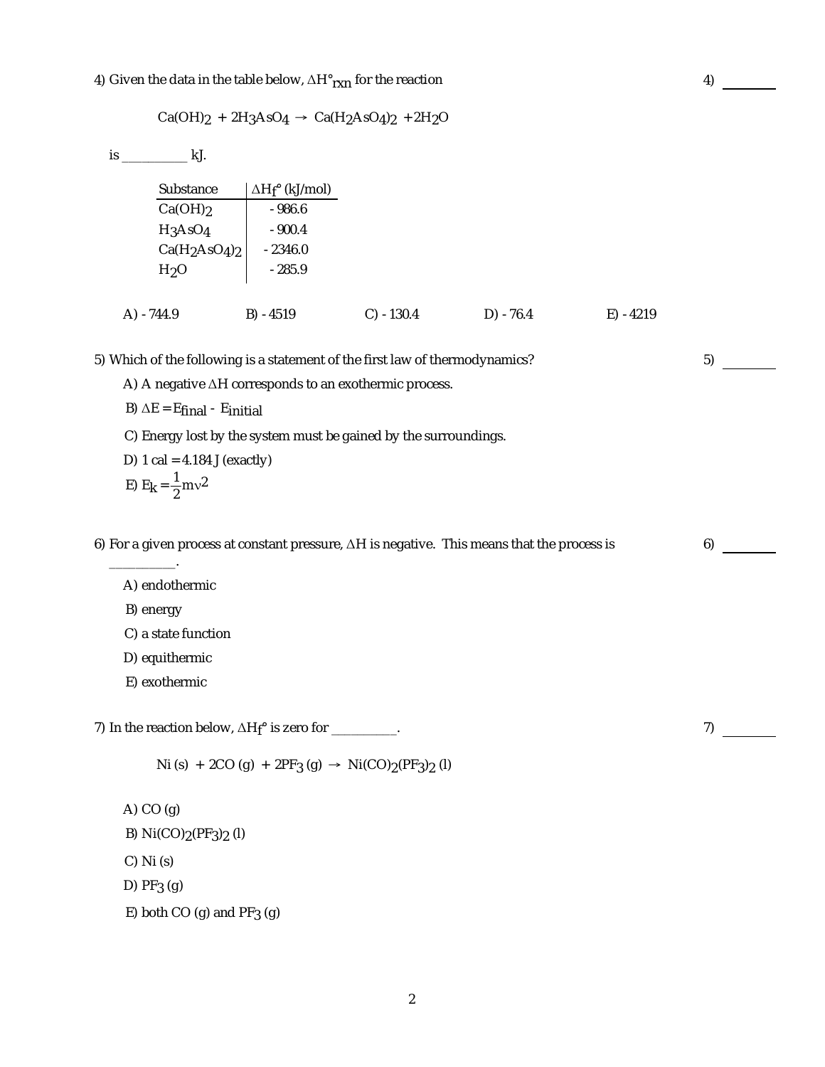4) Given the data in the table below, $\Delta H^\circ_{rxn}$ for the reaction

4) ________

$$Ca(OH)_2 + 2H_3AsO_4 \rightarrow Ca(H_2AsO_4)_2 + 2H_2O$$

is __________ kJ.

| Substance | $\Delta H_f^\circ$ (kJ/mol) |
|---|---|
| $Ca(OH)_2$ | - 986.6 |
| $H_3AsO_4$ | - 900.4 |
| $Ca(H_2AsO_4)_2$ | - 2346.0 |
| $H_2O$ | - 285.9 |

A) - 744.9   B) - 4519   C) - 130.4   D) - 76.4   E) - 4219

5) Which of the following is a statement of the first law of thermodynamics?

5) ________

A) A negative $\Delta H$ corresponds to an exothermic process.

B) $\Delta E = E_{final} - E_{initial}$

C) Energy lost by the system must be gained by the surroundings.

D) 1 cal = 4.184 J (exactly)

E) $E_k = \frac{1}{2}mv^2$

6) For a given process at constant pressure, $\Delta H$ is negative. This means that the process is __________.

6) ________

A) endothermic

B) energy

C) a state function

D) equithermic

E) exothermic

7) In the reaction below, $\Delta H_f^\circ$ is zero for __________.

7) ________

$$Ni\ (s) + 2CO\ (g) + 2PF_3\ (g) \rightarrow Ni(CO)_2(PF_3)_2\ (l)$$

A) CO (g)

B) $Ni(CO)_2(PF_3)_2$ (l)

C) Ni (s)

D) $PF_3$ (g)

E) both CO (g) and $PF_3$ (g)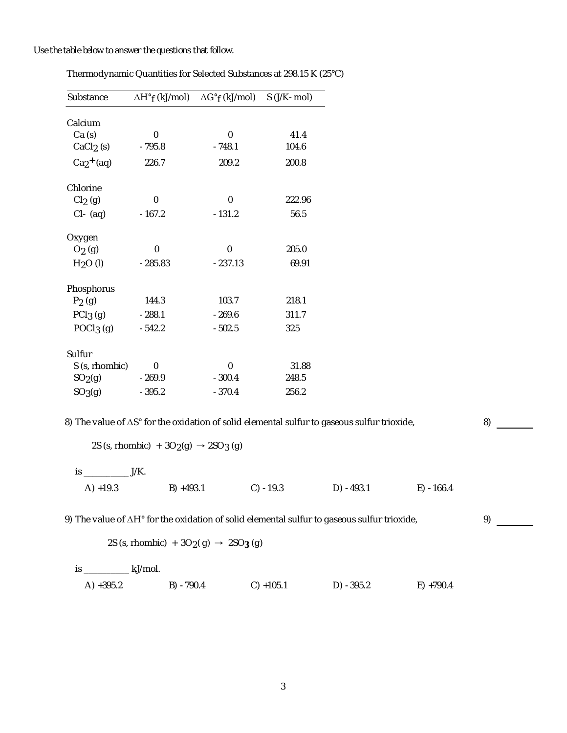*Use the table below to answer the questions that follow.*

Thermodynamic Quantities for Selected Substances at 298.15 K (25°C)

| Substance | $\Delta H°_f$ (kJ/mol) | $\Delta G°_f$ (kJ/mol) | S (J/K- mol) |
|---|---|---|---|
| Calcium | | | |
| Ca (s) | 0 | 0 | 41.4 |
| $CaCl_2$ (s) | - 795.8 | - 748.1 | 104.6 |
| $Ca_2^+$ (aq) | 226.7 | 209.2 | 200.8 |
| Chlorine | | | |
| $Cl_2$ (g) | 0 | 0 | 222.96 |
| $Cl^-$ (aq) | - 167.2 | - 131.2 | 56.5 |
| Oxygen | | | |
| $O_2$ (g) | 0 | 0 | 205.0 |
| $H_2O$ (l) | - 285.83 | - 237.13 | 69.91 |
| Phosphorus | | | |
| $P_2$ (g) | 144.3 | 103.7 | 218.1 |
| $PCl_3$ (g) | - 288.1 | - 269.6 | 311.7 |
| $POCl_3$ (g) | - 542.2 | - 502.5 | 325 |
| Sulfur | | | |
| S (s, rhombic) | 0 | 0 | 31.88 |
| $SO_2$(g) | - 269.9 | - 300.4 | 248.5 |
| $SO_3$(g) | - 395.2 | - 370.4 | 256.2 |

8) The value of $\Delta S°$ for the oxidation of solid elemental sulfur to gaseous sulfur trioxide, 8) ________

$$2S\text{ (s, rhombic)} + 3O_2(g) \rightarrow 2SO_3\text{ (g)}$$

is __________ J/K.

A) +19.3 B) +493.1 C) - 19.3 D) - 493.1 E) - 166.4

9) The value of $\Delta H°$ for the oxidation of solid elemental sulfur to gaseous sulfur trioxide, 9) ________

$$2S\text{ (s, rhombic)} + 3O_2(g) \rightarrow 2SO_3\text{ (g)}$$

is __________ kJ/mol.

A) +395.2 B) - 790.4 C) +105.1 D) - 395.2 E) +790.4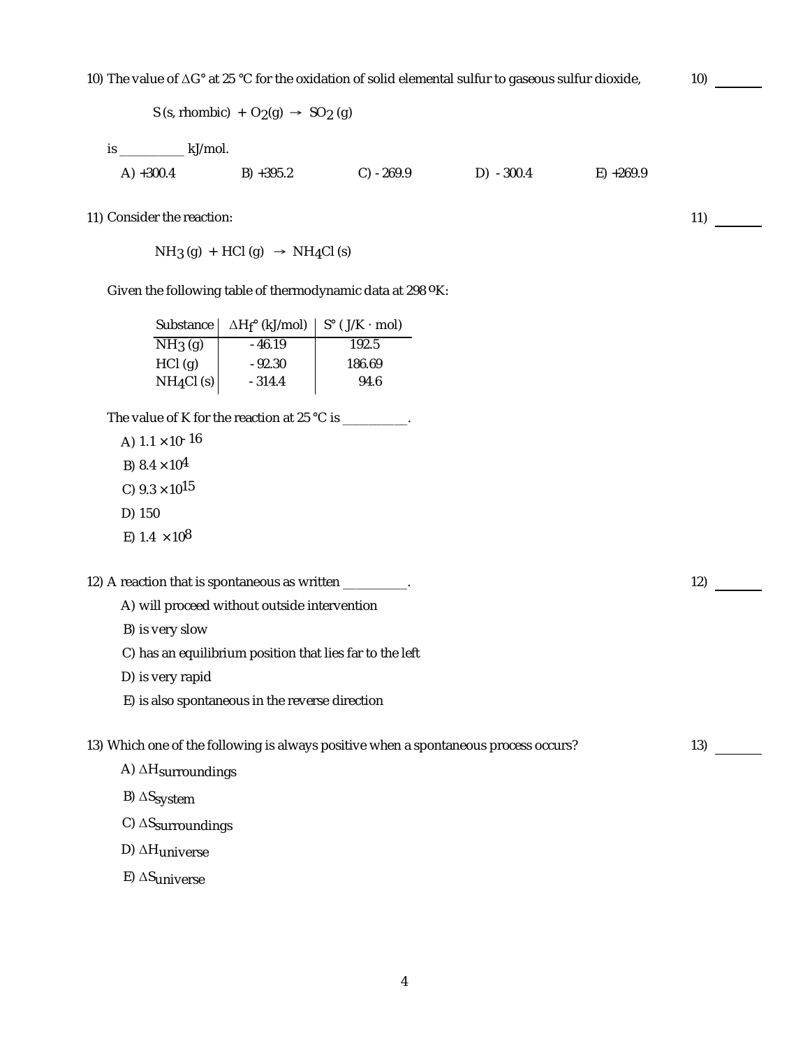10) The value of $\Delta G°$ at 25 °C for the oxidation of solid elemental sulfur to gaseous sulfur dioxide,

$$S\,(s,\ \text{rhombic}) + O_2(g) \rightarrow SO_2\,(g)$$

is __________ kJ/mol.

A) +300.4    B) +395.2    C) - 269.9    D) - 300.4    E) +269.9

10) ________

11) Consider the reaction:

$$NH_3\,(g) + HCl\,(g) \rightarrow NH_4Cl\,(s)$$

Given the following table of thermodynamic data at 298 $^{o}$K:

| Substance | $\Delta H_f°$ (kJ/mol) | S° ( J/K · mol) |
|---|---|---|
| $NH_3$ (g) | - 46.19 | 192.5 |
| HCl (g) | - 92.30 | 186.69 |
| $NH_4Cl$ (s) | - 314.4 | 94.6 |

The value of K for the reaction at 25 °C is __________.

A) $1.1 \times 10^{-16}$

B) $8.4 \times 10^{4}$

C) $9.3 \times 10^{15}$

D) 150

E) $1.4 \times 10^{8}$

11) ________

12) A reaction that is spontaneous as written __________.

A) will proceed without outside intervention

B) is very slow

C) has an equilibrium position that lies far to the left

D) is very rapid

E) is also spontaneous in the reverse direction

12) ________

13) Which one of the following is always positive when a spontaneous process occurs?

A) $\Delta H_{surroundings}$

B) $\Delta S_{system}$

C) $\Delta S_{surroundings}$

D) $\Delta H_{universe}$

E) $\Delta S_{universe}$

13) ________